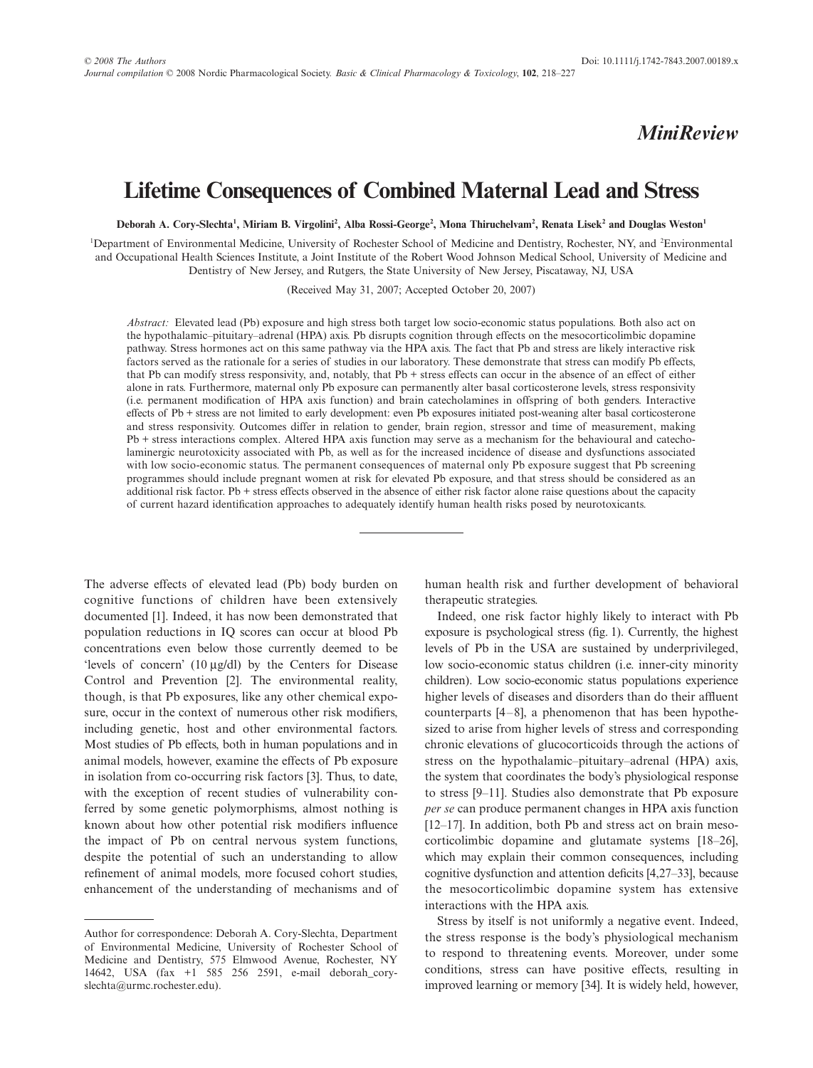*MiniReview*

# Lifetime Consequences of Combined Maternal Lead and Stress

**Deborah A. Cory-Slechta[1], Miriam B. Virgolini[2], Alba Rossi-George[2], Mona Thiruchelvam[2], Renata Lisek[2] and Douglas Weston[1]**

[1]Department of Environmental Medicine, University of Rochester School of Medicine and Dentistry, Rochester, NY, and [2]Environmental and Occupational Health Sciences Institute, a Joint Institute of the Robert Wood Johnson Medical School, University of Medicine and Dentistry of New Jersey, and Rutgers, the State University of New Jersey, Piscataway, NJ, USA

(Received May 31, 2007; Accepted October 20, 2007)

*Abstract:* Elevated lead (Pb) exposure and high stress both target low socio-economic status populations. Both also act on the hypothalamic–pituitary–adrenal (HPA) axis. Pb disrupts cognition through effects on the mesocorticolimbic dopamine pathway. Stress hormones act on this same pathway via the HPA axis. The fact that Pb and stress are likely interactive risk factors served as the rationale for a series of studies in our laboratory. These demonstrate that stress can modify Pb effects, that Pb can modify stress responsivity, and, notably, that Pb + stress effects can occur in the absence of an effect of either alone in rats. Furthermore, maternal only Pb exposure can permanently alter basal corticosterone levels, stress responsivity (i.e. permanent modification of HPA axis function) and brain catecholamines in offspring of both genders. Interactive effects of Pb + stress are not limited to early development: even Pb exposures initiated post-weaning alter basal corticosterone and stress responsivity. Outcomes differ in relation to gender, brain region, stressor and time of measurement, making Pb + stress interactions complex. Altered HPA axis function may serve as a mechanism for the behavioural and catecholaminergic neurotoxicity associated with Pb, as well as for the increased incidence of disease and dysfunctions associated with low socio-economic status. The permanent consequences of maternal only Pb exposure suggest that Pb screening programmes should include pregnant women at risk for elevated Pb exposure, and that stress should be considered as an additional risk factor. Pb + stress effects observed in the absence of either risk factor alone raise questions about the capacity of current hazard identification approaches to adequately identify human health risks posed by neurotoxicants.

---

The adverse effects of elevated lead (Pb) body burden on cognitive functions of children have been extensively documented [1]. Indeed, it has now been demonstrated that population reductions in IQ scores can occur at blood Pb concentrations even below those currently deemed to be 'levels of concern' (10 μg/dl) by the Centers for Disease Control and Prevention [2]. The environmental reality, though, is that Pb exposures, like any other chemical exposure, occur in the context of numerous other risk modifiers, including genetic, host and other environmental factors. Most studies of Pb effects, both in human populations and in animal models, however, examine the effects of Pb exposure in isolation from co-occurring risk factors [3]. Thus, to date, with the exception of recent studies of vulnerability conferred by some genetic polymorphisms, almost nothing is known about how other potential risk modifiers influence the impact of Pb on central nervous system functions, despite the potential of such an understanding to allow refinement of animal models, more focused cohort studies, enhancement of the understanding of mechanisms and of human health risk and further development of behavioral therapeutic strategies.

Indeed, one risk factor highly likely to interact with Pb exposure is psychological stress (fig. 1). Currently, the highest levels of Pb in the USA are sustained by underprivileged, low socio-economic status children (i.e. inner-city minority children). Low socio-economic status populations experience higher levels of diseases and disorders than do their affluent counterparts [4–8], a phenomenon that has been hypothesized to arise from higher levels of stress and corresponding chronic elevations of glucocorticoids through the actions of stress on the hypothalamic–pituitary–adrenal (HPA) axis, the system that coordinates the body's physiological response to stress [9–11]. Studies also demonstrate that Pb exposure *per se* can produce permanent changes in HPA axis function [12–17]. In addition, both Pb and stress act on brain mesocorticolimbic dopamine and glutamate systems [18–26], which may explain their common consequences, including cognitive dysfunction and attention deficits [4,27–33], because the mesocorticolimbic dopamine system has extensive interactions with the HPA axis.

Stress by itself is not uniformly a negative event. Indeed, the stress response is the body's physiological mechanism to respond to threatening events. Moreover, under some conditions, stress can have positive effects, resulting in improved learning or memory [34]. It is widely held, however,

---

Author for correspondence: Deborah A. Cory-Slechta, Department of Environmental Medicine, University of Rochester School of Medicine and Dentistry, 575 Elmwood Avenue, Rochester, NY 14642, USA (fax +1 585 256 2591, e-mail deborah_cory-slechta@urmc.rochester.edu).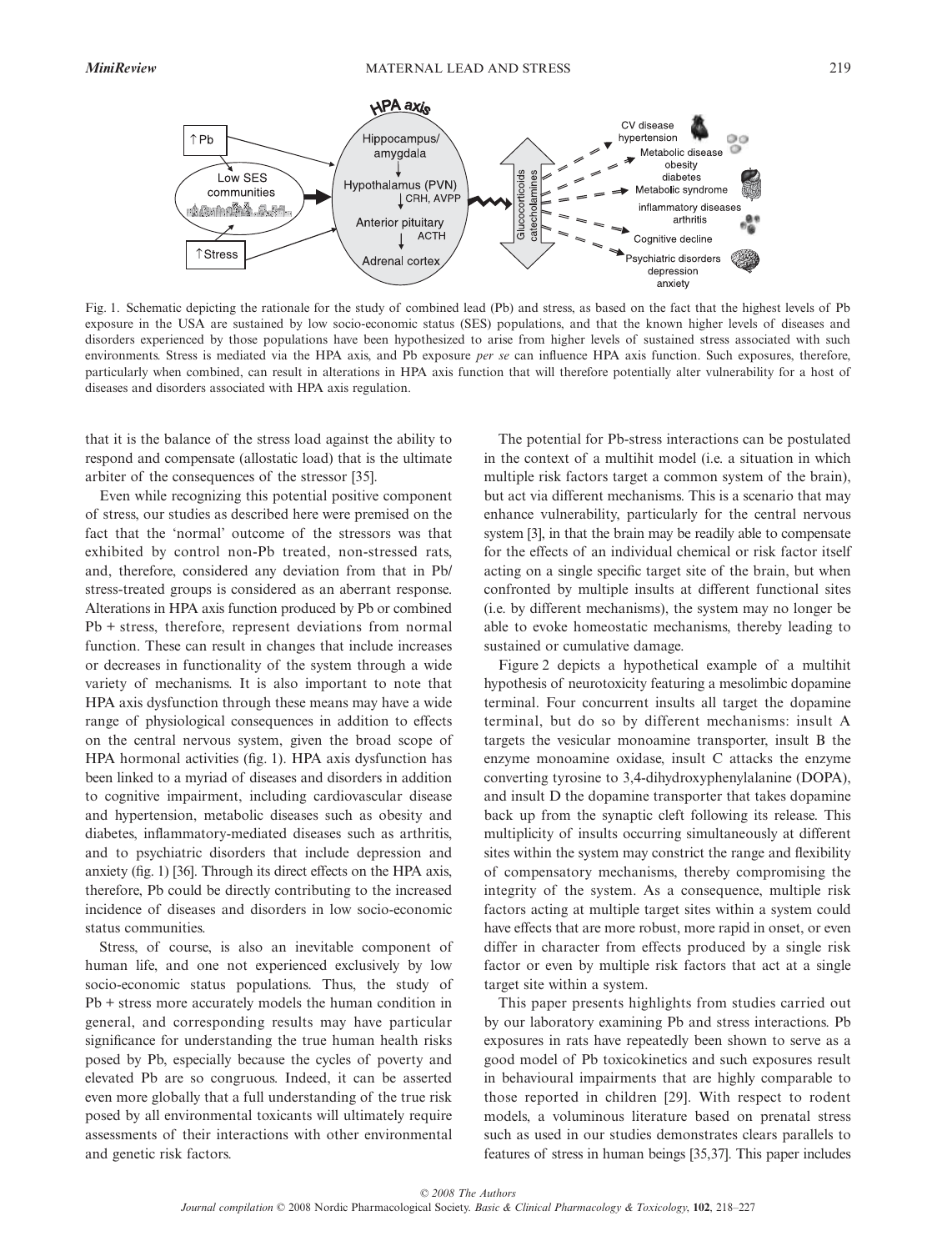Fig. 1. Schematic depicting the rationale for the study of combined lead (Pb) and stress, as based on the fact that the highest levels of Pb exposure in the USA are sustained by low socio-economic status (SES) populations, and that the known higher levels of diseases and disorders experienced by those populations have been hypothesized to arise from higher levels of sustained stress associated with such environments. Stress is mediated via the HPA axis, and Pb exposure *per se* can influence HPA axis function. Such exposures, therefore, particularly when combined, can result in alterations in HPA axis function that will therefore potentially alter vulnerability for a host of diseases and disorders associated with HPA axis regulation.

that it is the balance of the stress load against the ability to respond and compensate (allostatic load) that is the ultimate arbiter of the consequences of the stressor [35].

Even while recognizing this potential positive component of stress, our studies as described here were premised on the fact that the 'normal' outcome of the stressors was that exhibited by control non-Pb treated, non-stressed rats, and, therefore, considered any deviation from that in Pb/stress-treated groups is considered as an aberrant response. Alterations in HPA axis function produced by Pb or combined Pb + stress, therefore, represent deviations from normal function. These can result in changes that include increases or decreases in functionality of the system through a wide variety of mechanisms. It is also important to note that HPA axis dysfunction through these means may have a wide range of physiological consequences in addition to effects on the central nervous system, given the broad scope of HPA hormonal activities (fig. 1). HPA axis dysfunction has been linked to a myriad of diseases and disorders in addition to cognitive impairment, including cardiovascular disease and hypertension, metabolic diseases such as obesity and diabetes, inflammatory-mediated diseases such as arthritis, and to psychiatric disorders that include depression and anxiety (fig. 1) [36]. Through its direct effects on the HPA axis, therefore, Pb could be directly contributing to the increased incidence of diseases and disorders in low socio-economic status communities.

Stress, of course, is also an inevitable component of human life, and one not experienced exclusively by low socio-economic status populations. Thus, the study of Pb + stress more accurately models the human condition in general, and corresponding results may have particular significance for understanding the true human health risks posed by Pb, especially because the cycles of poverty and elevated Pb are so congruous. Indeed, it can be asserted even more globally that a full understanding of the true risk posed by all environmental toxicants will ultimately require assessments of their interactions with other environmental and genetic risk factors.

The potential for Pb-stress interactions can be postulated in the context of a multihit model (i.e. a situation in which multiple risk factors target a common system of the brain), but act via different mechanisms. This is a scenario that may enhance vulnerability, particularly for the central nervous system [3], in that the brain may be readily able to compensate for the effects of an individual chemical or risk factor itself acting on a single specific target site of the brain, but when confronted by multiple insults at different functional sites (i.e. by different mechanisms), the system may no longer be able to evoke homeostatic mechanisms, thereby leading to sustained or cumulative damage.

Figure 2 depicts a hypothetical example of a multihit hypothesis of neurotoxicity featuring a mesolimbic dopamine terminal. Four concurrent insults all target the dopamine terminal, but do so by different mechanisms: insult A targets the vesicular monoamine transporter, insult B the enzyme monoamine oxidase, insult C attacks the enzyme converting tyrosine to 3,4-dihydroxyphenylalanine (DOPA), and insult D the dopamine transporter that takes dopamine back up from the synaptic cleft following its release. This multiplicity of insults occurring simultaneously at different sites within the system may constrict the range and flexibility of compensatory mechanisms, thereby compromising the integrity of the system. As a consequence, multiple risk factors acting at multiple target sites within a system could have effects that are more robust, more rapid in onset, or even differ in character from effects produced by a single risk factor or even by multiple risk factors that act at a single target site within a system.

This paper presents highlights from studies carried out by our laboratory examining Pb and stress interactions. Pb exposures in rats have repeatedly been shown to serve as a good model of Pb toxicokinetics and such exposures result in behavioural impairments that are highly comparable to those reported in children [29]. With respect to rodent models, a voluminous literature based on prenatal stress such as used in our studies demonstrates clears parallels to features of stress in human beings [35,37]. This paper includes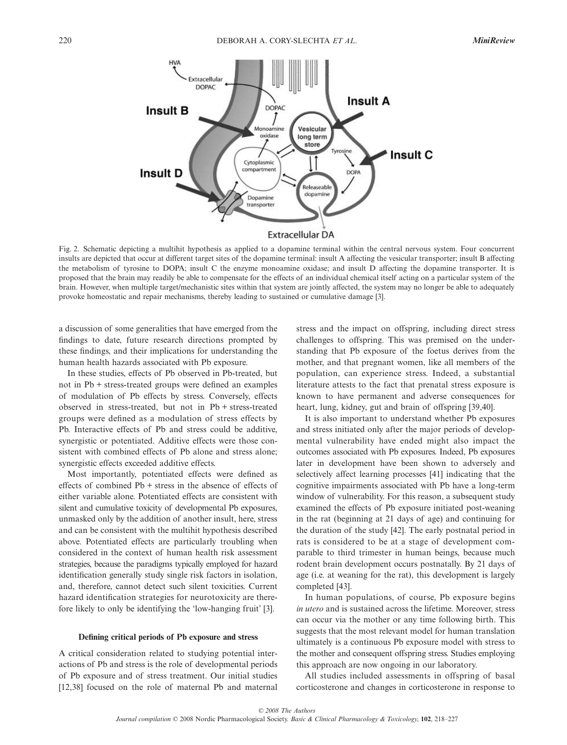HVA

Extracellular DOPAC

DOPAC

Insult A

Insult B

Monoamine oxidase

Vesicular long term store

Insult C

Tyrosine

Cytoplasmic compartment

Insult D

DOPA

Releaseable dopamine

Dopamine transporter

Extracellular DA

Fig. 2. Schematic depicting a multihit hypothesis as applied to a dopamine terminal within the central nervous system. Four concurrent insults are depicted that occur at different target sites of the dopamine terminal: insult A affecting the vesicular transporter; insult B affecting the metabolism of tyrosine to DOPA; insult C the enzyme monoamine oxidase; and insult D affecting the dopamine transporter. It is proposed that the brain may readily be able to compensate for the effects of an individual chemical itself acting on a particular system of the brain. However, when multiple target/mechanistic sites within that system are jointly affected, the system may no longer be able to adequately provoke homeostatic and repair mechanisms, thereby leading to sustained or cumulative damage [3].

a discussion of some generalities that have emerged from the findings to date, future research directions prompted by these findings, and their implications for understanding the human health hazards associated with Pb exposure.

In these studies, effects of Pb observed in Pb-treated, but not in Pb + stress-treated groups were defined an examples of modulation of Pb effects by stress. Conversely, effects observed in stress-treated, but not in Pb + stress-treated groups were defined as a modulation of stress effects by Pb. Interactive effects of Pb and stress could be additive, synergistic or potentiated. Additive effects were those consistent with combined effects of Pb alone and stress alone; synergistic effects exceeded additive effects.

Most importantly, potentiated effects were defined as effects of combined Pb + stress in the absence of effects of either variable alone. Potentiated effects are consistent with silent and cumulative toxicity of developmental Pb exposures, unmasked only by the addition of another insult, here, stress and can be consistent with the multihit hypothesis described above. Potentiated effects are particularly troubling when considered in the context of human health risk assessment strategies, because the paradigms typically employed for hazard identification generally study single risk factors in isolation, and, therefore, cannot detect such silent toxicities. Current hazard identification strategies for neurotoxicity are therefore likely to only be identifying the 'low-hanging fruit' [3].

#### Defining critical periods of Pb exposure and stress

A critical consideration related to studying potential interactions of Pb and stress is the role of developmental periods of Pb exposure and of stress treatment. Our initial studies [12,38] focused on the role of maternal Pb and maternal stress and the impact on offspring, including direct stress challenges to offspring. This was premised on the understanding that Pb exposure of the foetus derives from the mother, and that pregnant women, like all members of the population, can experience stress. Indeed, a substantial literature attests to the fact that prenatal stress exposure is known to have permanent and adverse consequences for heart, lung, kidney, gut and brain of offspring [39,40].

It is also important to understand whether Pb exposures and stress initiated only after the major periods of developmental vulnerability have ended might also impact the outcomes associated with Pb exposures. Indeed, Pb exposures later in development have been shown to adversely and selectively affect learning processes [41] indicating that the cognitive impairments associated with Pb have a long-term window of vulnerability. For this reason, a subsequent study examined the effects of Pb exposure initiated post-weaning in the rat (beginning at 21 days of age) and continuing for the duration of the study [42]. The early postnatal period in rats is considered to be at a stage of development comparable to third trimester in human beings, because much rodent brain development occurs postnatally. By 21 days of age (i.e. at weaning for the rat), this development is largely completed [43].

In human populations, of course, Pb exposure begins *in utero* and is sustained across the lifetime. Moreover, stress can occur via the mother or any time following birth. This suggests that the most relevant model for human translation ultimately is a continuous Pb exposure model with stress to the mother and consequent offspring stress. Studies employing this approach are now ongoing in our laboratory.

All studies included assessments in offspring of basal corticosterone and changes in corticosterone in response to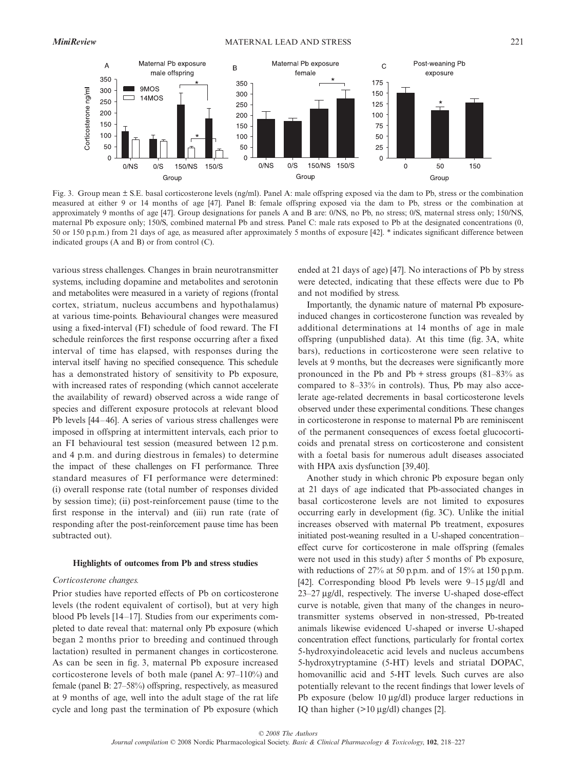Fig. 3. Group mean ± S.E. basal corticosterone levels (ng/ml). Panel A: male offspring exposed via the dam to Pb, stress or the combination measured at either 9 or 14 months of age [47]. Panel B: female offspring exposed via the dam to Pb, stress or the combination at approximately 9 months of age [47]. Group designations for panels A and B are: 0/NS, no Pb, no stress; 0/S, maternal stress only; 150/NS, maternal Pb exposure only; 150/S, combined maternal Pb and stress. Panel C: male rats exposed to Pb at the designated concentrations (0, 50 or 150 p.p.m.) from 21 days of age, as measured after approximately 5 months of exposure [42]. * indicates significant difference between indicated groups (A and B) or from control (C).

various stress challenges. Changes in brain neurotransmitter systems, including dopamine and metabolites and serotonin and metabolites were measured in a variety of regions (frontal cortex, striatum, nucleus accumbens and hypothalamus) at various time-points. Behavioural changes were measured using a fixed-interval (FI) schedule of food reward. The FI schedule reinforces the first response occurring after a fixed interval of time has elapsed, with responses during the interval itself having no specified consequence. This schedule has a demonstrated history of sensitivity to Pb exposure, with increased rates of responding (which cannot accelerate the availability of reward) observed across a wide range of species and different exposure protocols at relevant blood Pb levels [44–46]. A series of various stress challenges were imposed in offspring at intermittent intervals, each prior to an FI behavioural test session (measured between 12 p.m. and 4 p.m. and during diestrous in females) to determine the impact of these challenges on FI performance. Three standard measures of FI performance were determined: (i) overall response rate (total number of responses divided by session time); (ii) post-reinforcement pause (time to the first response in the interval) and (iii) run rate (rate of responding after the post-reinforcement pause time has been subtracted out).

### Highlights of outcomes from Pb and stress studies

*Corticosterone changes.*

Prior studies have reported effects of Pb on corticosterone levels (the rodent equivalent of cortisol), but at very high blood Pb levels [14–17]. Studies from our experiments completed to date reveal that: maternal only Pb exposure (which began 2 months prior to breeding and continued through lactation) resulted in permanent changes in corticosterone. As can be seen in fig. 3, maternal Pb exposure increased corticosterone levels of both male (panel A: 97–110%) and female (panel B: 27–58%) offspring, respectively, as measured at 9 months of age, well into the adult stage of the rat life cycle and long past the termination of Pb exposure (which ended at 21 days of age) [47]. No interactions of Pb by stress were detected, indicating that these effects were due to Pb and not modified by stress.

Importantly, the dynamic nature of maternal Pb exposure-induced changes in corticosterone function was revealed by additional determinations at 14 months of age in male offspring (unpublished data). At this time (fig. 3A, white bars), reductions in corticosterone were seen relative to levels at 9 months, but the decreases were significantly more pronounced in the Pb and Pb + stress groups (81–83% as compared to 8–33% in controls). Thus, Pb may also accelerate age-related decrements in basal corticosterone levels observed under these experimental conditions. These changes in corticosterone in response to maternal Pb are reminiscent of the permanent consequences of excess foetal glucocorticoids and prenatal stress on corticosterone and consistent with a foetal basis for numerous adult diseases associated with HPA axis dysfunction [39,40].

Another study in which chronic Pb exposure began only at 21 days of age indicated that Pb-associated changes in basal corticosterone levels are not limited to exposures occurring early in development (fig. 3C). Unlike the initial increases observed with maternal Pb treatment, exposures initiated post-weaning resulted in a U-shaped concentration–effect curve for corticosterone in male offspring (females were not used in this study) after 5 months of Pb exposure, with reductions of 27% at 50 p.p.m. and of 15% at 150 p.p.m. [42]. Corresponding blood Pb levels were 9–15 μg/dl and 23–27 μg/dl, respectively. The inverse U-shaped dose-effect curve is notable, given that many of the changes in neurotransmitter systems observed in non-stressed, Pb-treated animals likewise evidenced U-shaped or inverse U-shaped concentration effect functions, particularly for frontal cortex 5-hydroxyindoleacetic acid levels and nucleus accumbens 5-hydroxytryptamine (5-HT) levels and striatal DOPAC, homovanillic acid and 5-HT levels. Such curves are also potentially relevant to the recent findings that lower levels of Pb exposure (below 10 μg/dl) produce larger reductions in IQ than higher (>10 μg/dl) changes [2].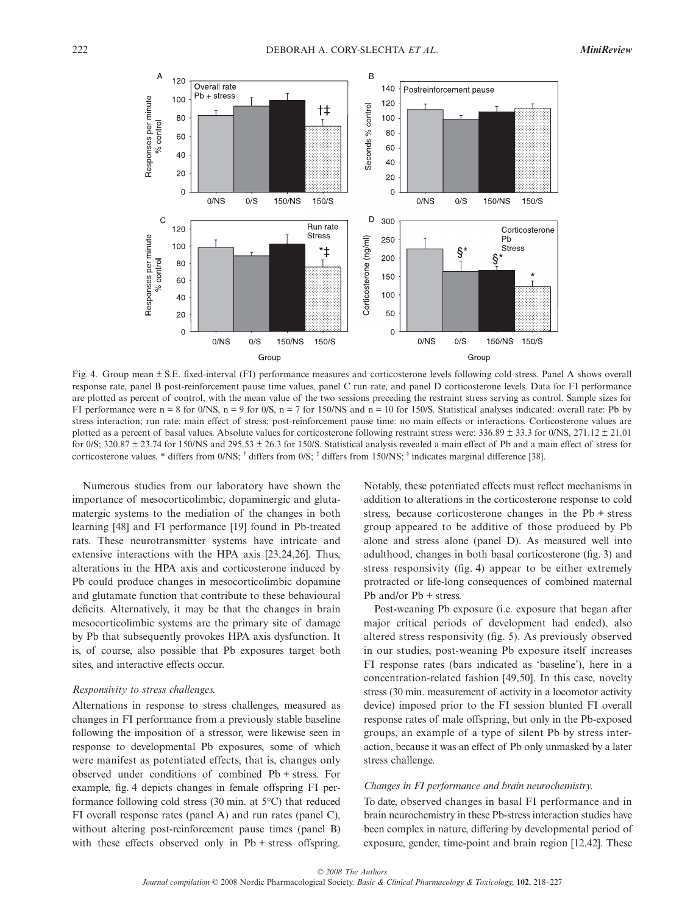Fig. 4. Group mean ± S.E. fixed-interval (FI) performance measures and corticosterone levels following cold stress. Panel A shows overall response rate, panel B post-reinforcement pause time values, panel C run rate, and panel D corticosterone levels. Data for FI performance are plotted as percent of control, with the mean value of the two sessions preceding the restraint stress serving as control. Sample sizes for FI performance were n = 8 for 0/NS, n = 9 for 0/S, n = 7 for 150/NS and n = 10 for 150/S. Statistical analyses indicated: overall rate: Pb by stress interaction; run rate: main effect of stress; post-reinforcement pause time: no main effects or interactions. Corticosterone values are plotted as a percent of basal values. Absolute values for corticosterone following restraint stress were: 336.89 ± 33.3 for 0/NS, 271.12 ± 21.01 for 0/S; 320.87 ± 23.74 for 150/NS and 295.53 ± 26.3 for 150/S. Statistical analysis revealed a main effect of Pb and a main effect of stress for corticosterone values. * differs from 0/NS; † differs from 0/S; ‡ differs from 150/NS; § indicates marginal difference [38].

Numerous studies from our laboratory have shown the importance of mesocorticolimbic, dopaminergic and glutamatergic systems to the mediation of the changes in both learning [48] and FI performance [19] found in Pb-treated rats. These neurotransmitter systems have intricate and extensive interactions with the HPA axis [23,24,26]. Thus, alterations in the HPA axis and corticosterone induced by Pb could produce changes in mesocorticolimbic dopamine and glutamate function that contribute to these behavioural deficits. Alternatively, it may be that the changes in brain mesocorticolimbic systems are the primary site of damage by Pb that subsequently provokes HPA axis dysfunction. It is, of course, also possible that Pb exposures target both sites, and interactive effects occur.

*Responsivity to stress challenges.*

Alternations in response to stress challenges, measured as changes in FI performance from a previously stable baseline following the imposition of a stressor, were likewise seen in response to developmental Pb exposures, some of which were manifest as potentiated effects, that is, changes only observed under conditions of combined Pb + stress. For example, fig. 4 depicts changes in female offspring FI performance following cold stress (30 min. at 5°C) that reduced FI overall response rates (panel A) and run rates (panel C), without altering post-reinforcement pause times (panel B) with these effects observed only in Pb + stress offspring. Notably, these potentiated effects must reflect mechanisms in addition to alterations in the corticosterone response to cold stress, because corticosterone changes in the Pb + stress group appeared to be additive of those produced by Pb alone and stress alone (panel D). As measured well into adulthood, changes in both basal corticosterone (fig. 3) and stress responsivity (fig. 4) appear to be either extremely protracted or life-long consequences of combined maternal Pb and/or Pb + stress.

Post-weaning Pb exposure (i.e. exposure that began after major critical periods of development had ended), also altered stress responsivity (fig. 5). As previously observed in our studies, post-weaning Pb exposure itself increases FI response rates (bars indicated as 'baseline'), here in a concentration-related fashion [49,50]. In this case, novelty stress (30 min. measurement of activity in a locomotor activity device) imposed prior to the FI session blunted FI overall response rates of male offspring, but only in the Pb-exposed groups, an example of a type of silent Pb by stress interaction, because it was an effect of Pb only unmasked by a later stress challenge.

*Changes in FI performance and brain neurochemistry.*

To date, observed changes in basal FI performance and in brain neurochemistry in these Pb-stress interaction studies have been complex in nature, differing by developmental period of exposure, gender, time-point and brain region [12,42]. These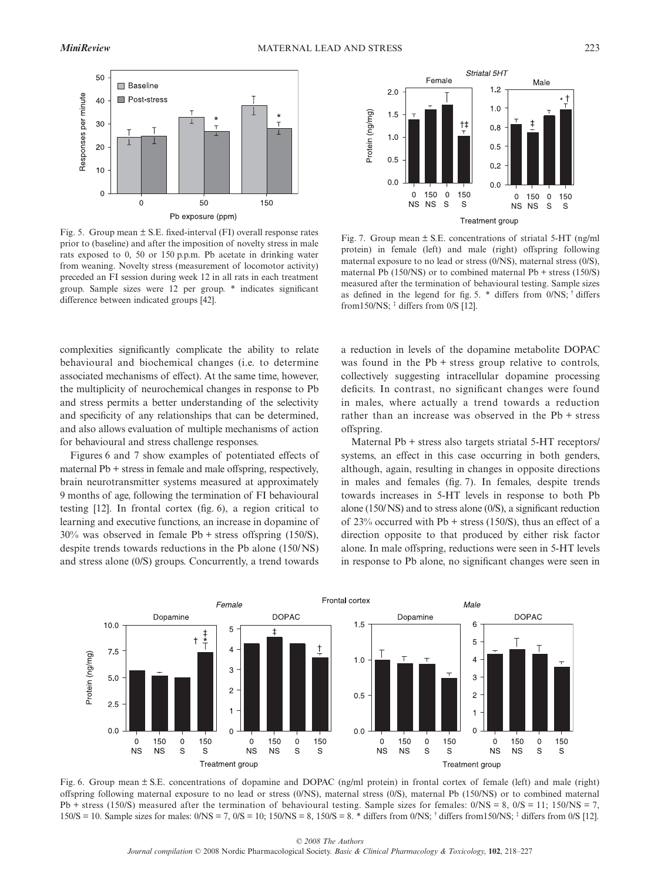Fig. 5. Group mean ± S.E. fixed-interval (FI) overall response rates prior to (baseline) and after the imposition of novelty stress in male rats exposed to 0, 50 or 150 p.p.m. Pb acetate in drinking water from weaning. Novelty stress (measurement of locomotor activity) preceded an FI session during week 12 in all rats in each treatment group. Sample sizes were 12 per group. * indicates significant difference between indicated groups [42].

Fig. 7. Group mean ± S.E. concentrations of striatal 5-HT (ng/ml protein) in female (left) and male (right) offspring following maternal exposure to no lead or stress (0/NS), maternal stress (0/S), maternal Pb (150/NS) or to combined maternal Pb + stress (150/S) measured after the termination of behavioural testing. Sample sizes as defined in the legend for fig. 5. * differs from 0/NS; † differs from150/NS; ‡ differs from 0/S [12].

complexities significantly complicate the ability to relate behavioural and biochemical changes (i.e. to determine associated mechanisms of effect). At the same time, however, the multiplicity of neurochemical changes in response to Pb and stress permits a better understanding of the selectivity and specificity of any relationships that can be determined, and also allows evaluation of multiple mechanisms of action for behavioural and stress challenge responses.

Figures 6 and 7 show examples of potentiated effects of maternal Pb + stress in female and male offspring, respectively, brain neurotransmitter systems measured at approximately 9 months of age, following the termination of FI behavioural testing [12]. In frontal cortex (fig. 6), a region critical to learning and executive functions, an increase in dopamine of 30% was observed in female Pb + stress offspring (150/S), despite trends towards reductions in the Pb alone (150/NS) and stress alone (0/S) groups. Concurrently, a trend towards a reduction in levels of the dopamine metabolite DOPAC was found in the Pb + stress group relative to controls, collectively suggesting intracellular dopamine processing deficits. In contrast, no significant changes were found in males, where actually a trend towards a reduction rather than an increase was observed in the Pb + stress offspring.

Maternal Pb + stress also targets striatal 5-HT receptors/systems, an effect in this case occurring in both genders, although, again, resulting in changes in opposite directions in males and females (fig. 7). In females, despite trends towards increases in 5-HT levels in response to both Pb alone (150/NS) and to stress alone (0/S), a significant reduction of 23% occurred with Pb + stress (150/S), thus an effect of a direction opposite to that produced by either risk factor alone. In male offspring, reductions were seen in 5-HT levels in response to Pb alone, no significant changes were seen in

Fig. 6. Group mean ± S.E. concentrations of dopamine and DOPAC (ng/ml protein) in frontal cortex of female (left) and male (right) offspring following maternal exposure to no lead or stress (0/NS), maternal stress (0/S), maternal Pb (150/NS) or to combined maternal Pb + stress (150/S) measured after the termination of behavioural testing. Sample sizes for females: 0/NS = 8, 0/S = 11; 150/NS = 7, 150/S = 10. Sample sizes for males: 0/NS = 7, 0/S = 10; 150/NS = 8, 150/S = 8. * differs from 0/NS; † differs from150/NS; ‡ differs from 0/S [12].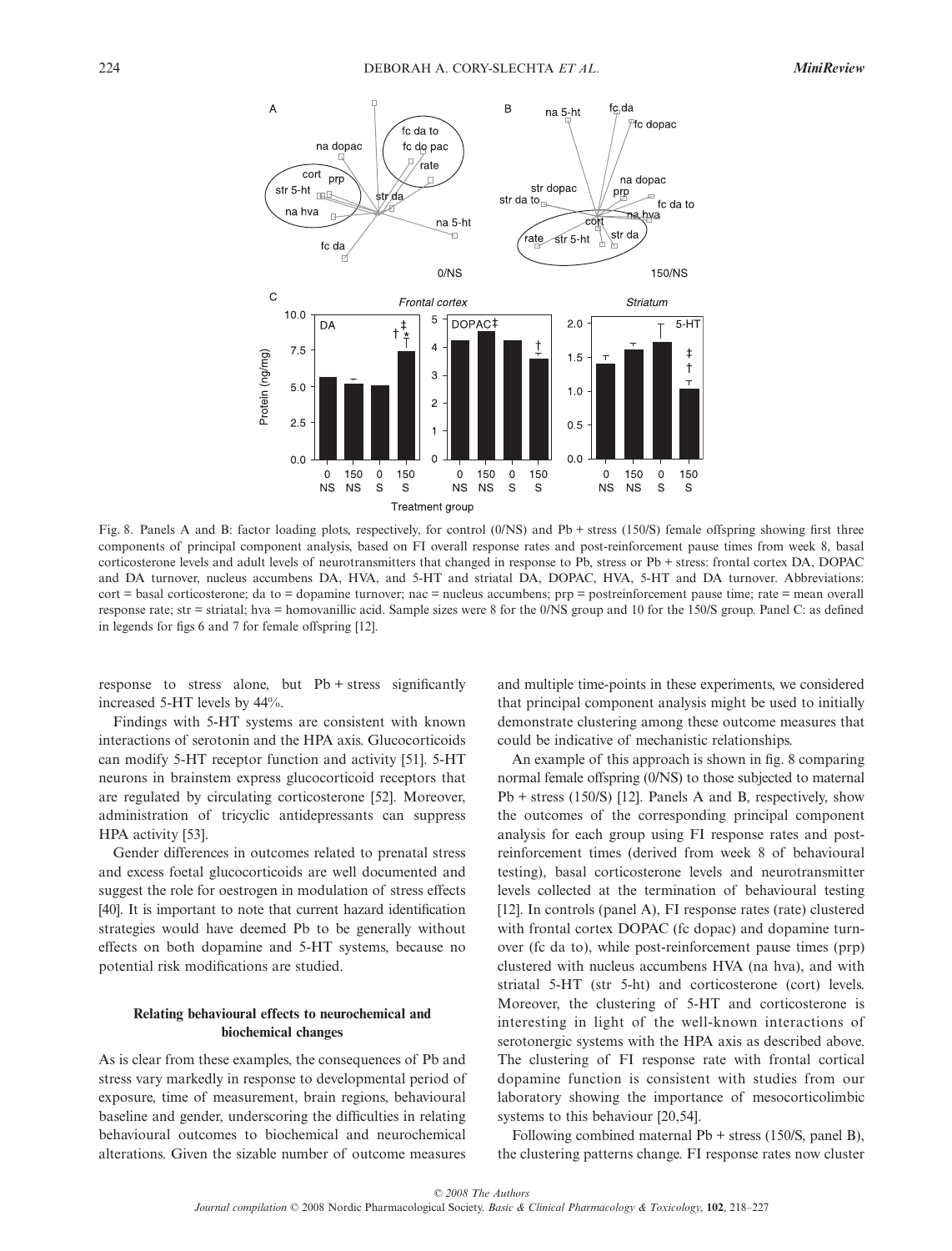Fig. 8. Panels A and B: factor loading plots, respectively, for control (0/NS) and Pb + stress (150/S) female offspring showing first three components of principal component analysis, based on FI overall response rates and post-reinforcement pause times from week 8, basal corticosterone levels and adult levels of neurotransmitters that changed in response to Pb, stress or Pb + stress: frontal cortex DA, DOPAC and DA turnover, nucleus accumbens DA, HVA, and 5-HT and striatal DA, DOPAC, HVA, 5-HT and DA turnover. Abbreviations: cort = basal corticosterone; da to = dopamine turnover; nac = nucleus accumbens; prp = postreinforcement pause time; rate = mean overall response rate; str = striatal; hva = homovanillic acid. Sample sizes were 8 for the 0/NS group and 10 for the 150/S group. Panel C: as defined in legends for figs 6 and 7 for female offspring [12].

response to stress alone, but Pb + stress significantly increased 5-HT levels by 44%.

Findings with 5-HT systems are consistent with known interactions of serotonin and the HPA axis. Glucocorticoids can modify 5-HT receptor function and activity [51]. 5-HT neurons in brainstem express glucocorticoid receptors that are regulated by circulating corticosterone [52]. Moreover, administration of tricyclic antidepressants can suppress HPA activity [53].

Gender differences in outcomes related to prenatal stress and excess foetal glucocorticoids are well documented and suggest the role for oestrogen in modulation of stress effects [40]. It is important to note that current hazard identification strategies would have deemed Pb to be generally without effects on both dopamine and 5-HT systems, because no potential risk modifications are studied.

### Relating behavioural effects to neurochemical and biochemical changes

As is clear from these examples, the consequences of Pb and stress vary markedly in response to developmental period of exposure, time of measurement, brain regions, behavioural baseline and gender, underscoring the difficulties in relating behavioural outcomes to biochemical and neurochemical alterations. Given the sizable number of outcome measures and multiple time-points in these experiments, we considered that principal component analysis might be used to initially demonstrate clustering among these outcome measures that could be indicative of mechanistic relationships.

An example of this approach is shown in fig. 8 comparing normal female offspring (0/NS) to those subjected to maternal Pb + stress (150/S) [12]. Panels A and B, respectively, show the outcomes of the corresponding principal component analysis for each group using FI response rates and post-reinforcement times (derived from week 8 of behavioural testing), basal corticosterone levels and neurotransmitter levels collected at the termination of behavioural testing [12]. In controls (panel A), FI response rates (rate) clustered with frontal cortex DOPAC (fc dopac) and dopamine turnover (fc da to), while post-reinforcement pause times (prp) clustered with nucleus accumbens HVA (na hva), and with striatal 5-HT (str 5-ht) and corticosterone (cort) levels. Moreover, the clustering of 5-HT and corticosterone is interesting in light of the well-known interactions of serotonergic systems with the HPA axis as described above. The clustering of FI response rate with frontal cortical dopamine function is consistent with studies from our laboratory showing the importance of mesocorticolimbic systems to this behaviour [20,54].

Following combined maternal Pb + stress (150/S, panel B), the clustering patterns change. FI response rates now cluster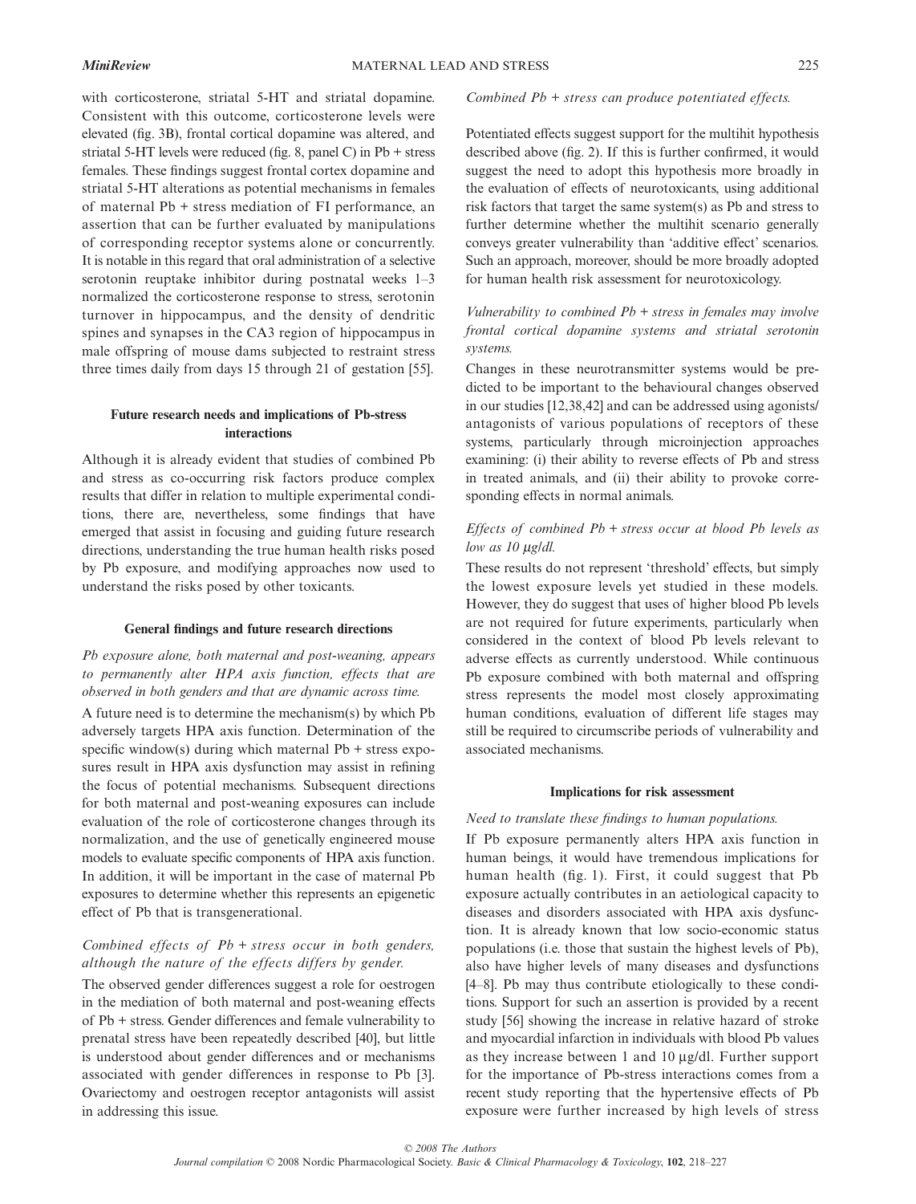with corticosterone, striatal 5-HT and striatal dopamine. Consistent with this outcome, corticosterone levels were elevated (fig. 3B), frontal cortical dopamine was altered, and striatal 5-HT levels were reduced (fig. 8, panel C) in Pb + stress females. These findings suggest frontal cortex dopamine and striatal 5-HT alterations as potential mechanisms in females of maternal Pb + stress mediation of FI performance, an assertion that can be further evaluated by manipulations of corresponding receptor systems alone or concurrently. It is notable in this regard that oral administration of a selective serotonin reuptake inhibitor during postnatal weeks 1–3 normalized the corticosterone response to stress, serotonin turnover in hippocampus, and the density of dendritic spines and synapses in the CA3 region of hippocampus in male offspring of mouse dams subjected to restraint stress three times daily from days 15 through 21 of gestation [55].

## Future research needs and implications of Pb-stress interactions

Although it is already evident that studies of combined Pb and stress as co-occurring risk factors produce complex results that differ in relation to multiple experimental conditions, there are, nevertheless, some findings that have emerged that assist in focusing and guiding future research directions, understanding the true human health risks posed by Pb exposure, and modifying approaches now used to understand the risks posed by other toxicants.

### General findings and future research directions

*Pb exposure alone, both maternal and post-weaning, appears to permanently alter HPA axis function, effects that are observed in both genders and that are dynamic across time.*

A future need is to determine the mechanism(s) by which Pb adversely targets HPA axis function. Determination of the specific window(s) during which maternal Pb + stress exposures result in HPA axis dysfunction may assist in refining the focus of potential mechanisms. Subsequent directions for both maternal and post-weaning exposures can include evaluation of the role of corticosterone changes through its normalization, and the use of genetically engineered mouse models to evaluate specific components of HPA axis function. In addition, it will be important in the case of maternal Pb exposures to determine whether this represents an epigenetic effect of Pb that is transgenerational.

*Combined effects of Pb + stress occur in both genders, although the nature of the effects differs by gender.*

The observed gender differences suggest a role for oestrogen in the mediation of both maternal and post-weaning effects of Pb + stress. Gender differences and female vulnerability to prenatal stress have been repeatedly described [40], but little is understood about gender differences and or mechanisms associated with gender differences in response to Pb [3]. Ovariectomy and oestrogen receptor antagonists will assist in addressing this issue.

*Combined Pb + stress can produce potentiated effects.*

Potentiated effects suggest support for the multihit hypothesis described above (fig. 2). If this is further confirmed, it would suggest the need to adopt this hypothesis more broadly in the evaluation of effects of neurotoxicants, using additional risk factors that target the same system(s) as Pb and stress to further determine whether the multihit scenario generally conveys greater vulnerability than 'additive effect' scenarios. Such an approach, moreover, should be more broadly adopted for human health risk assessment for neurotoxicology.

*Vulnerability to combined Pb + stress in females may involve frontal cortical dopamine systems and striatal serotonin systems.*

Changes in these neurotransmitter systems would be predicted to be important to the behavioural changes observed in our studies [12,38,42] and can be addressed using agonists/antagonists of various populations of receptors of these systems, particularly through microinjection approaches examining: (i) their ability to reverse effects of Pb and stress in treated animals, and (ii) their ability to provoke corresponding effects in normal animals.

*Effects of combined Pb + stress occur at blood Pb levels as low as 10 μg/dl.*

These results do not represent 'threshold' effects, but simply the lowest exposure levels yet studied in these models. However, they do suggest that uses of higher blood Pb levels are not required for future experiments, particularly when considered in the context of blood Pb levels relevant to adverse effects as currently understood. While continuous Pb exposure combined with both maternal and offspring stress represents the model most closely approximating human conditions, evaluation of different life stages may still be required to circumscribe periods of vulnerability and associated mechanisms.

### Implications for risk assessment

*Need to translate these findings to human populations.*

If Pb exposure permanently alters HPA axis function in human beings, it would have tremendous implications for human health (fig. 1). First, it could suggest that Pb exposure actually contributes in an aetiological capacity to diseases and disorders associated with HPA axis dysfunction. It is already known that low socio-economic status populations (i.e. those that sustain the highest levels of Pb), also have higher levels of many diseases and dysfunctions [4–8]. Pb may thus contribute etiologically to these conditions. Support for such an assertion is provided by a recent study [56] showing the increase in relative hazard of stroke and myocardial infarction in individuals with blood Pb values as they increase between 1 and 10 μg/dl. Further support for the importance of Pb-stress interactions comes from a recent study reporting that the hypertensive effects of Pb exposure were further increased by high levels of stress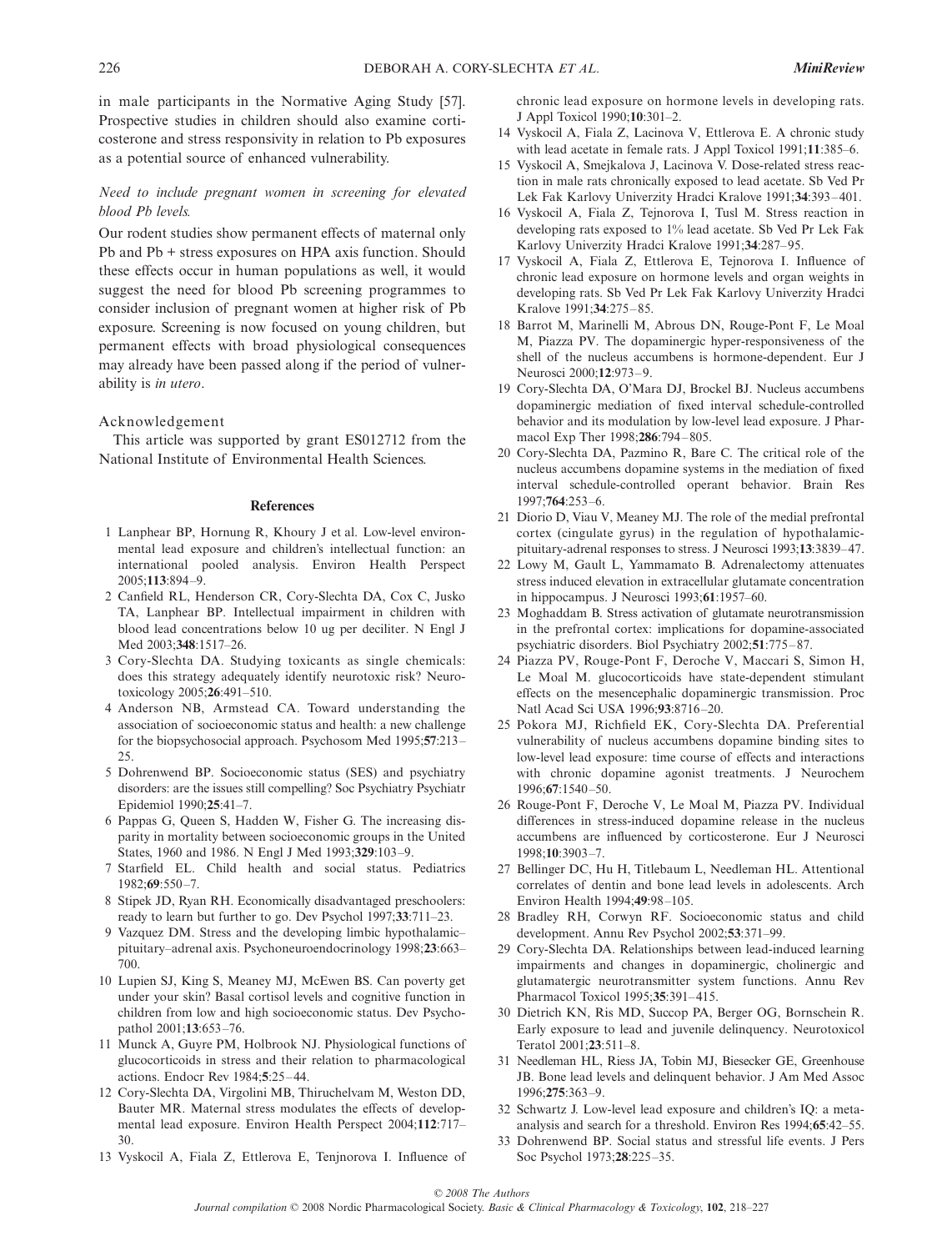in male participants in the Normative Aging Study [57]. Prospective studies in children should also examine corticosterone and stress responsivity in relation to Pb exposures as a potential source of enhanced vulnerability.

*Need to include pregnant women in screening for elevated blood Pb levels.*

Our rodent studies show permanent effects of maternal only Pb and Pb + stress exposures on HPA axis function. Should these effects occur in human populations as well, it would suggest the need for blood Pb screening programmes to consider inclusion of pregnant women at higher risk of Pb exposure. Screening is now focused on young children, but permanent effects with broad physiological consequences may already have been passed along if the period of vulnerability is *in utero*.

## Acknowledgement

This article was supported by grant ES012712 from the National Institute of Environmental Health Sciences.

## References

1 Lanphear BP, Hornung R, Khoury J et al. Low-level environmental lead exposure and children's intellectual function: an international pooled analysis. Environ Health Perspect 2005;**113**:894–9.

2 Canfield RL, Henderson CR, Cory-Slechta DA, Cox C, Jusko TA, Lanphear BP. Intellectual impairment in children with blood lead concentrations below 10 ug per deciliter. N Engl J Med 2003;**348**:1517–26.

3 Cory-Slechta DA. Studying toxicants as single chemicals: does this strategy adequately identify neurotoxic risk? Neurotoxicology 2005;**26**:491–510.

4 Anderson NB, Armstead CA. Toward understanding the association of socioeconomic status and health: a new challenge for the biopsychosocial approach. Psychosom Med 1995;**57**:213–25.

5 Dohrenwend BP. Socioeconomic status (SES) and psychiatry disorders: are the issues still compelling? Soc Psychiatry Psychiatr Epidemiol 1990;**25**:41–7.

6 Pappas G, Queen S, Hadden W, Fisher G. The increasing disparity in mortality between socioeconomic groups in the United States, 1960 and 1986. N Engl J Med 1993;**329**:103–9.

7 Starfield EL. Child health and social status. Pediatrics 1982;**69**:550–7.

8 Stipek JD, Ryan RH. Economically disadvantaged preschoolers: ready to learn but further to go. Dev Psychol 1997;**33**:711–23.

9 Vazquez DM. Stress and the developing limbic hypothalamic–pituitary–adrenal axis. Psychoneuroendocrinology 1998;**23**:663–700.

10 Lupien SJ, King S, Meaney MJ, McEwen BS. Can poverty get under your skin? Basal cortisol levels and cognitive function in children from low and high socioeconomic status. Dev Psychopathol 2001;**13**:653–76.

11 Munck A, Guyre PM, Holbrook NJ. Physiological functions of glucocorticoids in stress and their relation to pharmacological actions. Endocr Rev 1984;**5**:25–44.

12 Cory-Slechta DA, Virgolini MB, Thiruchelvam M, Weston DD, Bauter MR. Maternal stress modulates the effects of developmental lead exposure. Environ Health Perspect 2004;**112**:717–30.

13 Vyskocil A, Fiala Z, Ettlerova E, Tenjnorova I. Influence of chronic lead exposure on hormone levels in developing rats. J Appl Toxicol 1990;**10**:301–2.

14 Vyskocil A, Fiala Z, Lacinova V, Ettlerova E. A chronic study with lead acetate in female rats. J Appl Toxicol 1991;**11**:385–6.

15 Vyskocil A, Smejkalova J, Lacinova V. Dose-related stress reaction in male rats chronically exposed to lead acetate. Sb Ved Pr Lek Fak Karlovy Univerzity Hradci Kralove 1991;**34**:393–401.

16 Vyskocil A, Fiala Z, Tejnorova I, Tusl M. Stress reaction in developing rats exposed to 1% lead acetate. Sb Ved Pr Lek Fak Karlovy Univerzity Hradci Kralove 1991;**34**:287–95.

17 Vyskocil A, Fiala Z, Ettlerova E, Tejnorova I. Influence of chronic lead exposure on hormone levels and organ weights in developing rats. Sb Ved Pr Lek Fak Karlovy Univerzity Hradci Kralove 1991;**34**:275–85.

18 Barrot M, Marinelli M, Abrous DN, Rouge-Pont F, Le Moal M, Piazza PV. The dopaminergic hyper-responsiveness of the shell of the nucleus accumbens is hormone-dependent. Eur J Neurosci 2000;**12**:973–9.

19 Cory-Slechta DA, O'Mara DJ, Brockel BJ. Nucleus accumbens dopaminergic mediation of fixed interval schedule-controlled behavior and its modulation by low-level lead exposure. J Pharmacol Exp Ther 1998;**286**:794–805.

20 Cory-Slechta DA, Pazmino R, Bare C. The critical role of the nucleus accumbens dopamine systems in the mediation of fixed interval schedule-controlled operant behavior. Brain Res 1997;**764**:253–6.

21 Diorio D, Viau V, Meaney MJ. The role of the medial prefrontal cortex (cingulate gyrus) in the regulation of hypothalamic-pituitary-adrenal responses to stress. J Neurosci 1993;**13**:3839–47.

22 Lowy M, Gault L, Yammamato B. Adrenalectomy attenuates stress induced elevation in extracellular glutamate concentration in hippocampus. J Neurosci 1993;**61**:1957–60.

23 Moghaddam B. Stress activation of glutamate neurotransmission in the prefrontal cortex: implications for dopamine-associated psychiatric disorders. Biol Psychiatry 2002;**51**:775–87.

24 Piazza PV, Rouge-Pont F, Deroche V, Maccari S, Simon H, Le Moal M. glucocorticoids have state-dependent stimulant effects on the mesencephalic dopaminergic transmission. Proc Natl Acad Sci USA 1996;**93**:8716–20.

25 Pokora MJ, Richfield EK, Cory-Slechta DA. Preferential vulnerability of nucleus accumbens dopamine binding sites to low-level lead exposure: time course of effects and interactions with chronic dopamine agonist treatments. J Neurochem 1996;**67**:1540–50.

26 Rouge-Pont F, Deroche V, Le Moal M, Piazza PV. Individual differences in stress-induced dopamine release in the nucleus accumbens are influenced by corticosterone. Eur J Neurosci 1998;**10**:3903–7.

27 Bellinger DC, Hu H, Titlebaum L, Needleman HL. Attentional correlates of dentin and bone lead levels in adolescents. Arch Environ Health 1994;**49**:98–105.

28 Bradley RH, Corwyn RF. Socioeconomic status and child development. Annu Rev Psychol 2002;**53**:371–99.

29 Cory-Slechta DA. Relationships between lead-induced learning impairments and changes in dopaminergic, cholinergic and glutamatergic neurotransmitter system functions. Annu Rev Pharmacol Toxicol 1995;**35**:391–415.

30 Dietrich KN, Ris MD, Succop PA, Berger OG, Bornschein R. Early exposure to lead and juvenile delinquency. Neurotoxicol Teratol 2001;**23**:511–8.

31 Needleman HL, Riess JA, Tobin MJ, Biesecker GE, Greenhouse JB. Bone lead levels and delinquent behavior. J Am Med Assoc 1996;**275**:363–9.

32 Schwartz J. Low-level lead exposure and children's IQ: a meta-analysis and search for a threshold. Environ Res 1994;**65**:42–55.

33 Dohrenwend BP. Social status and stressful life events. J Pers Soc Psychol 1973;**28**:225–35.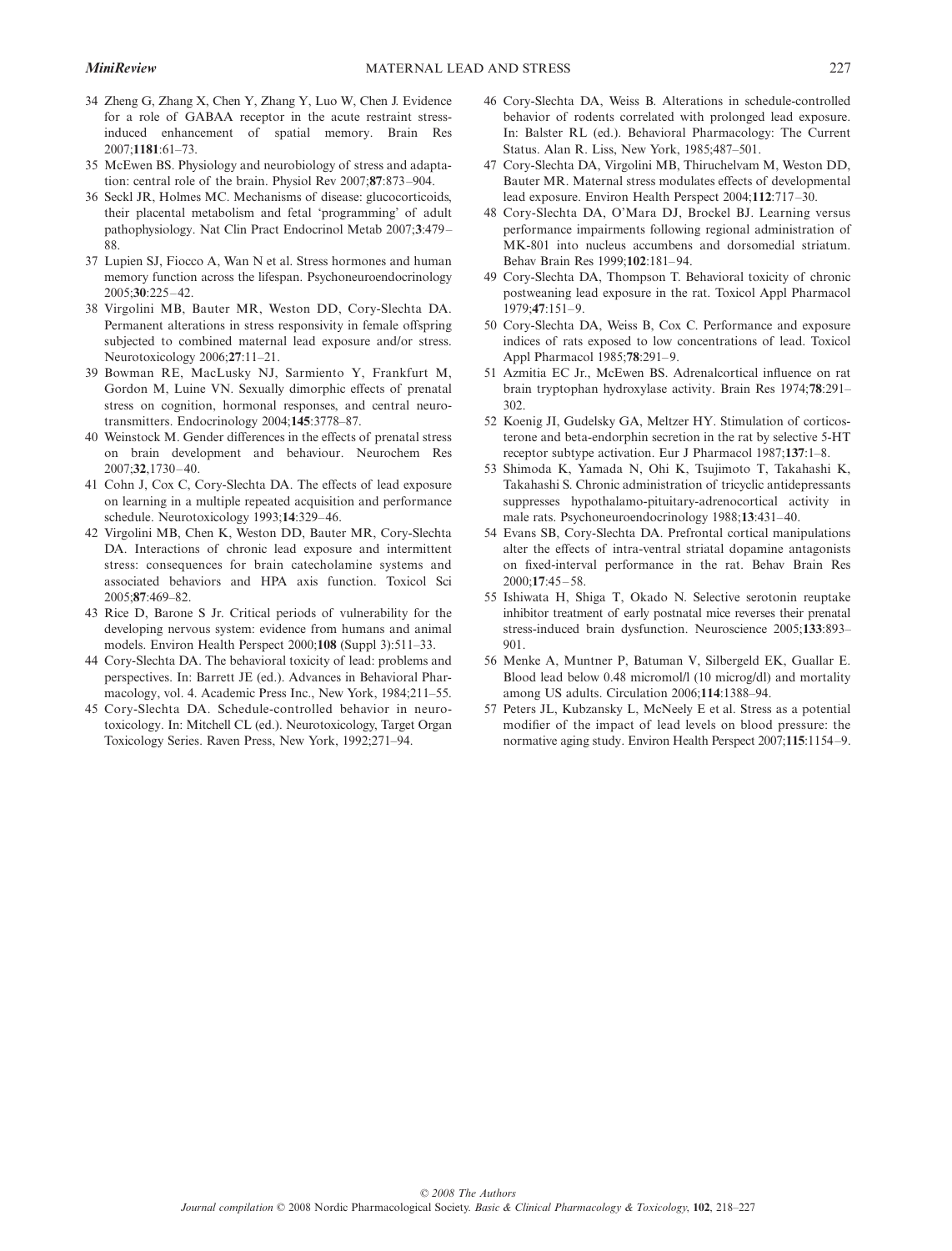34 Zheng G, Zhang X, Chen Y, Zhang Y, Luo W, Chen J. Evidence for a role of GABAA receptor in the acute restraint stress-induced enhancement of spatial memory. Brain Res 2007;**1181**:61–73.

35 McEwen BS. Physiology and neurobiology of stress and adaptation: central role of the brain. Physiol Rev 2007;**87**:873–904.

36 Seckl JR, Holmes MC. Mechanisms of disease: glucocorticoids, their placental metabolism and fetal 'programming' of adult pathophysiology. Nat Clin Pract Endocrinol Metab 2007;**3**:479–88.

37 Lupien SJ, Fiocco A, Wan N et al. Stress hormones and human memory function across the lifespan. Psychoneuroendocrinology 2005;**30**:225–42.

38 Virgolini MB, Bauter MR, Weston DD, Cory-Slechta DA. Permanent alterations in stress responsivity in female offspring subjected to combined maternal lead exposure and/or stress. Neurotoxicology 2006;**27**:11–21.

39 Bowman RE, MacLusky NJ, Sarmiento Y, Frankfurt M, Gordon M, Luine VN. Sexually dimorphic effects of prenatal stress on cognition, hormonal responses, and central neurotransmitters. Endocrinology 2004;**145**:3778–87.

40 Weinstock M. Gender differences in the effects of prenatal stress on brain development and behaviour. Neurochem Res 2007;**32**,1730–40.

41 Cohn J, Cox C, Cory-Slechta DA. The effects of lead exposure on learning in a multiple repeated acquisition and performance schedule. Neurotoxicology 1993;**14**:329–46.

42 Virgolini MB, Chen K, Weston DD, Bauter MR, Cory-Slechta DA. Interactions of chronic lead exposure and intermittent stress: consequences for brain catecholamine systems and associated behaviors and HPA axis function. Toxicol Sci 2005;**87**:469–82.

43 Rice D, Barone S Jr. Critical periods of vulnerability for the developing nervous system: evidence from humans and animal models. Environ Health Perspect 2000;**108** (Suppl 3):511–33.

44 Cory-Slechta DA. The behavioral toxicity of lead: problems and perspectives. In: Barrett JE (ed.). Advances in Behavioral Pharmacology, vol. 4. Academic Press Inc., New York, 1984;211–55.

45 Cory-Slechta DA. Schedule-controlled behavior in neurotoxicology. In: Mitchell CL (ed.). Neurotoxicology, Target Organ Toxicology Series. Raven Press, New York, 1992;271–94.

46 Cory-Slechta DA, Weiss B. Alterations in schedule-controlled behavior of rodents correlated with prolonged lead exposure. In: Balster RL (ed.). Behavioral Pharmacology: The Current Status. Alan R. Liss, New York, 1985;487–501.

47 Cory-Slechta DA, Virgolini MB, Thiruchelvam M, Weston DD, Bauter MR. Maternal stress modulates effects of developmental lead exposure. Environ Health Perspect 2004;**112**:717–30.

48 Cory-Slechta DA, O'Mara DJ, Brockel BJ. Learning versus performance impairments following regional administration of MK-801 into nucleus accumbens and dorsomedial striatum. Behav Brain Res 1999;**102**:181–94.

49 Cory-Slechta DA, Thompson T. Behavioral toxicity of chronic postweaning lead exposure in the rat. Toxicol Appl Pharmacol 1979;**47**:151–9.

50 Cory-Slechta DA, Weiss B, Cox C. Performance and exposure indices of rats exposed to low concentrations of lead. Toxicol Appl Pharmacol 1985;**78**:291–9.

51 Azmitia EC Jr., McEwen BS. Adrenalcortical influence on rat brain tryptophan hydroxylase activity. Brain Res 1974;**78**:291–302.

52 Koenig JI, Gudelsky GA, Meltzer HY. Stimulation of corticosterone and beta-endorphin secretion in the rat by selective 5-HT receptor subtype activation. Eur J Pharmacol 1987;**137**:1–8.

53 Shimoda K, Yamada N, Ohi K, Tsujimoto T, Takahashi K, Takahashi S. Chronic administration of tricyclic antidepressants suppresses hypothalamo-pituitary-adrenocortical activity in male rats. Psychoneuroendocrinology 1988;**13**:431–40.

54 Evans SB, Cory-Slechta DA. Prefrontal cortical manipulations alter the effects of intra-ventral striatal dopamine antagonists on fixed-interval performance in the rat. Behav Brain Res 2000;**17**:45–58.

55 Ishiwata H, Shiga T, Okado N. Selective serotonin reuptake inhibitor treatment of early postnatal mice reverses their prenatal stress-induced brain dysfunction. Neuroscience 2005;**133**:893–901.

56 Menke A, Muntner P, Batuman V, Silbergeld EK, Guallar E. Blood lead below 0.48 micromol/l (10 microg/dl) and mortality among US adults. Circulation 2006;**114**:1388–94.

57 Peters JL, Kubzansky L, McNeely E et al. Stress as a potential modifier of the impact of lead levels on blood pressure: the normative aging study. Environ Health Perspect 2007;**115**:1154–9.